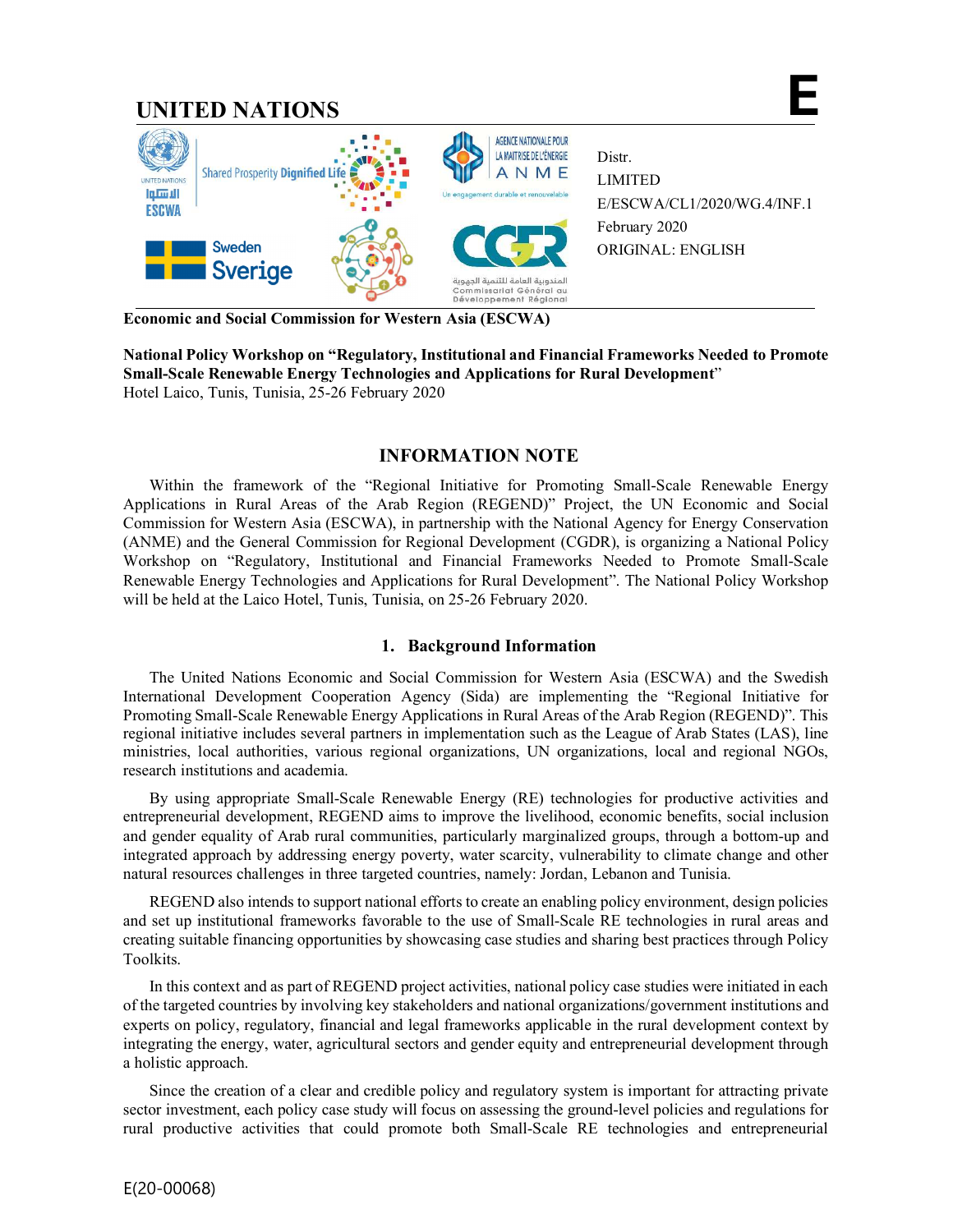# UNITED NATIONS

**E**

Distr.
LIMITED
E/ESCWA/CL1/2020/WG.4/INF.1
February 2020
ORIGINAL: ENGLISH

**Economic and Social Commission for Western Asia (ESCWA)**

**National Policy Workshop on "Regulatory, Institutional and Financial Frameworks Needed to Promote Small-Scale Renewable Energy Technologies and Applications for Rural Development"**
Hotel Laico, Tunis, Tunisia, 25-26 February 2020

## INFORMATION NOTE

Within the framework of the "Regional Initiative for Promoting Small-Scale Renewable Energy Applications in Rural Areas of the Arab Region (REGEND)" Project, the UN Economic and Social Commission for Western Asia (ESCWA), in partnership with the National Agency for Energy Conservation (ANME) and the General Commission for Regional Development (CGDR), is organizing a National Policy Workshop on "Regulatory, Institutional and Financial Frameworks Needed to Promote Small-Scale Renewable Energy Technologies and Applications for Rural Development". The National Policy Workshop will be held at the Laico Hotel, Tunis, Tunisia, on 25-26 February 2020.

### 1. Background Information

The United Nations Economic and Social Commission for Western Asia (ESCWA) and the Swedish International Development Cooperation Agency (Sida) are implementing the "Regional Initiative for Promoting Small-Scale Renewable Energy Applications in Rural Areas of the Arab Region (REGEND)". This regional initiative includes several partners in implementation such as the League of Arab States (LAS), line ministries, local authorities, various regional organizations, UN organizations, local and regional NGOs, research institutions and academia.

By using appropriate Small-Scale Renewable Energy (RE) technologies for productive activities and entrepreneurial development, REGEND aims to improve the livelihood, economic benefits, social inclusion and gender equality of Arab rural communities, particularly marginalized groups, through a bottom-up and integrated approach by addressing energy poverty, water scarcity, vulnerability to climate change and other natural resources challenges in three targeted countries, namely: Jordan, Lebanon and Tunisia.

REGEND also intends to support national efforts to create an enabling policy environment, design policies and set up institutional frameworks favorable to the use of Small-Scale RE technologies in rural areas and creating suitable financing opportunities by showcasing case studies and sharing best practices through Policy Toolkits.

In this context and as part of REGEND project activities, national policy case studies were initiated in each of the targeted countries by involving key stakeholders and national organizations/government institutions and experts on policy, regulatory, financial and legal frameworks applicable in the rural development context by integrating the energy, water, agricultural sectors and gender equity and entrepreneurial development through a holistic approach.

Since the creation of a clear and credible policy and regulatory system is important for attracting private sector investment, each policy case study will focus on assessing the ground-level policies and regulations for rural productive activities that could promote both Small-Scale RE technologies and entrepreneurial

E(20-00068)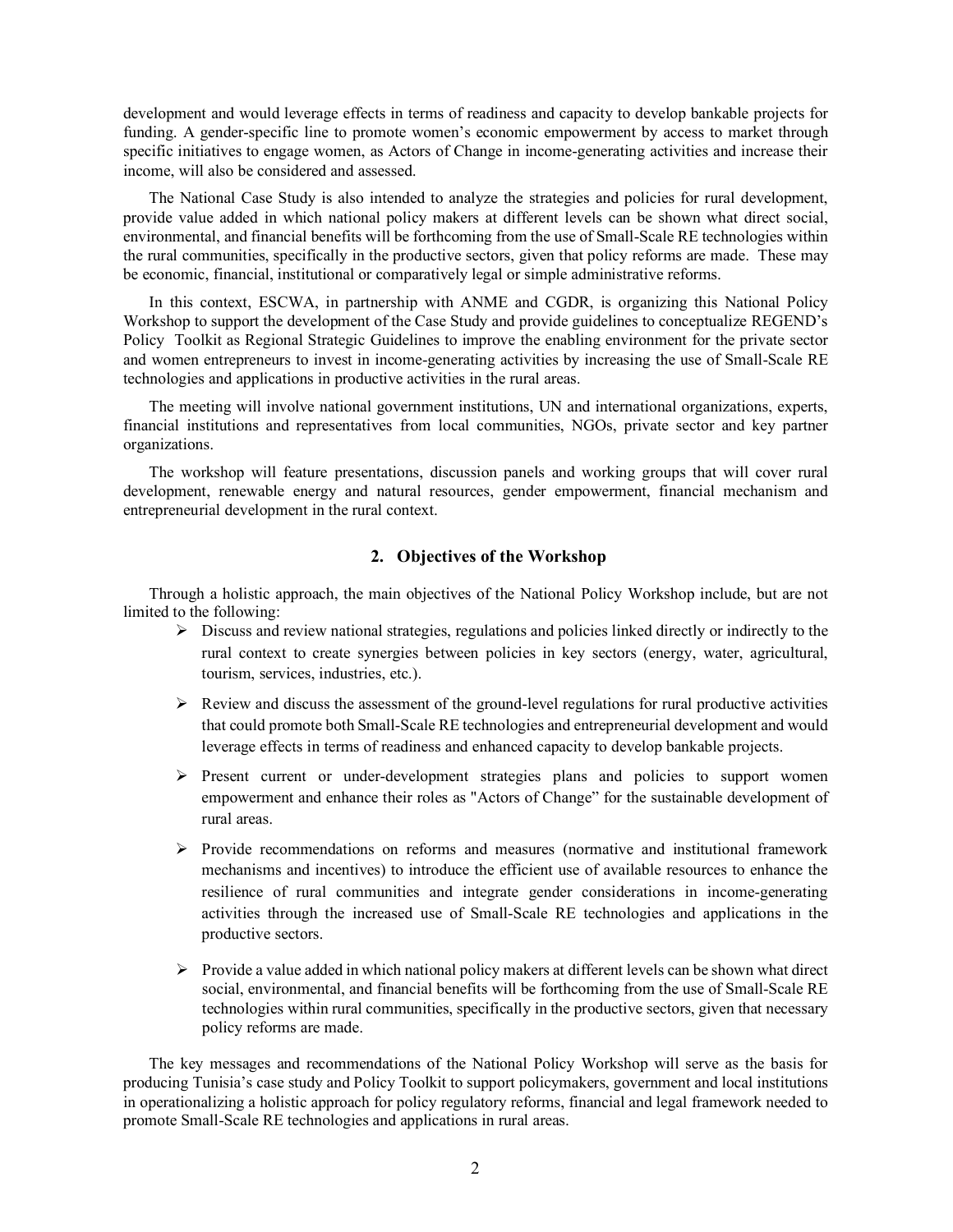development and would leverage effects in terms of readiness and capacity to develop bankable projects for funding. A gender-specific line to promote women's economic empowerment by access to market through specific initiatives to engage women, as Actors of Change in income-generating activities and increase their income, will also be considered and assessed.

The National Case Study is also intended to analyze the strategies and policies for rural development, provide value added in which national policy makers at different levels can be shown what direct social, environmental, and financial benefits will be forthcoming from the use of Small-Scale RE technologies within the rural communities, specifically in the productive sectors, given that policy reforms are made. These may be economic, financial, institutional or comparatively legal or simple administrative reforms.

In this context, ESCWA, in partnership with ANME and CGDR, is organizing this National Policy Workshop to support the development of the Case Study and provide guidelines to conceptualize REGEND's Policy Toolkit as Regional Strategic Guidelines to improve the enabling environment for the private sector and women entrepreneurs to invest in income-generating activities by increasing the use of Small-Scale RE technologies and applications in productive activities in the rural areas.

The meeting will involve national government institutions, UN and international organizations, experts, financial institutions and representatives from local communities, NGOs, private sector and key partner organizations.

The workshop will feature presentations, discussion panels and working groups that will cover rural development, renewable energy and natural resources, gender empowerment, financial mechanism and entrepreneurial development in the rural context.

## 2. Objectives of the Workshop

Through a holistic approach, the main objectives of the National Policy Workshop include, but are not limited to the following:

- Discuss and review national strategies, regulations and policies linked directly or indirectly to the rural context to create synergies between policies in key sectors (energy, water, agricultural, tourism, services, industries, etc.).
- Review and discuss the assessment of the ground-level regulations for rural productive activities that could promote both Small-Scale RE technologies and entrepreneurial development and would leverage effects in terms of readiness and enhanced capacity to develop bankable projects.
- Present current or under-development strategies plans and policies to support women empowerment and enhance their roles as "Actors of Change" for the sustainable development of rural areas.
- Provide recommendations on reforms and measures (normative and institutional framework mechanisms and incentives) to introduce the efficient use of available resources to enhance the resilience of rural communities and integrate gender considerations in income-generating activities through the increased use of Small-Scale RE technologies and applications in the productive sectors.
- Provide a value added in which national policy makers at different levels can be shown what direct social, environmental, and financial benefits will be forthcoming from the use of Small-Scale RE technologies within rural communities, specifically in the productive sectors, given that necessary policy reforms are made.

The key messages and recommendations of the National Policy Workshop will serve as the basis for producing Tunisia's case study and Policy Toolkit to support policymakers, government and local institutions in operationalizing a holistic approach for policy regulatory reforms, financial and legal framework needed to promote Small-Scale RE technologies and applications in rural areas.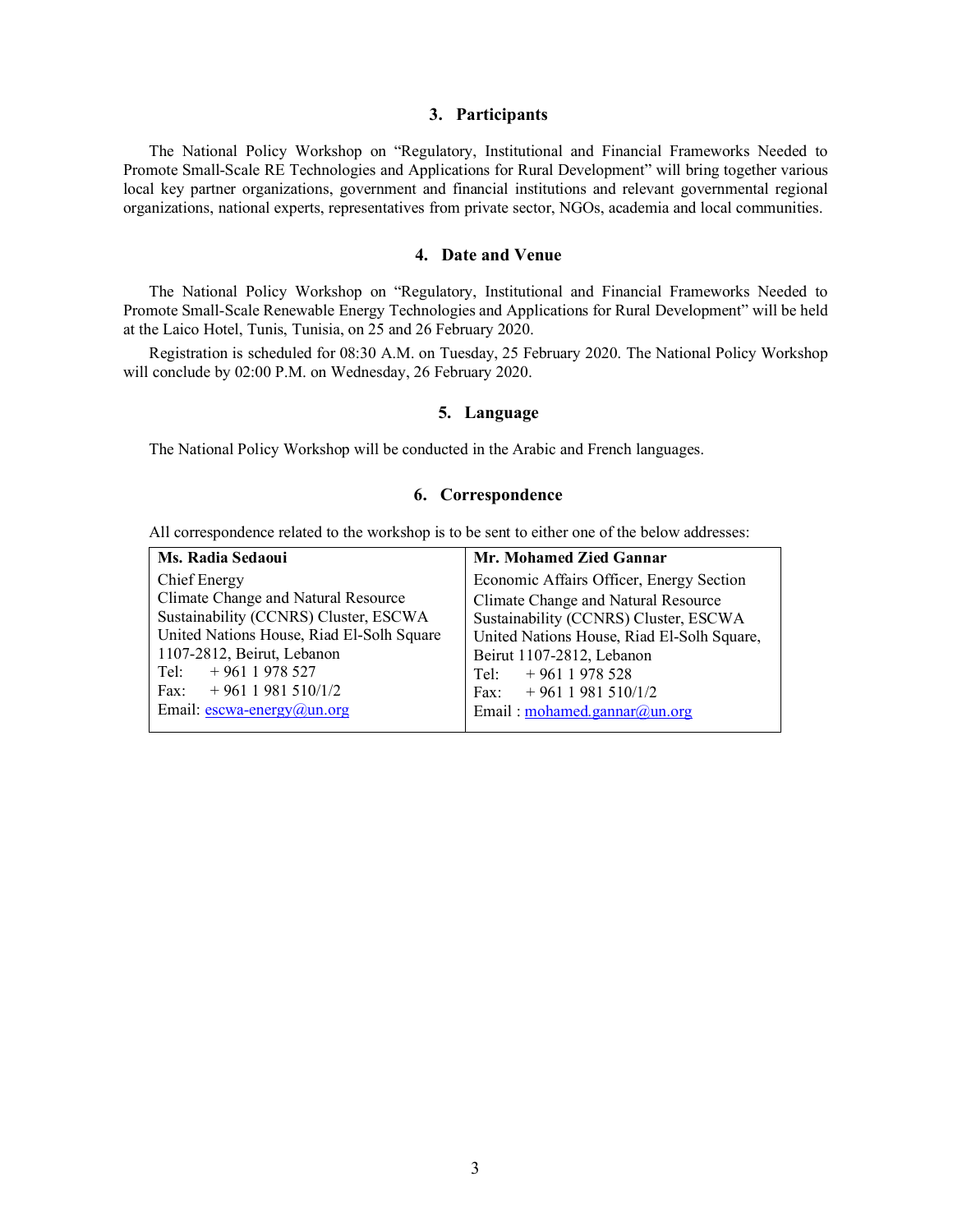## 3. Participants

The National Policy Workshop on “Regulatory, Institutional and Financial Frameworks Needed to Promote Small-Scale RE Technologies and Applications for Rural Development” will bring together various local key partner organizations, government and financial institutions and relevant governmental regional organizations, national experts, representatives from private sector, NGOs, academia and local communities.

## 4. Date and Venue

The National Policy Workshop on “Regulatory, Institutional and Financial Frameworks Needed to Promote Small-Scale Renewable Energy Technologies and Applications for Rural Development” will be held at the Laico Hotel, Tunis, Tunisia, on 25 and 26 February 2020.

Registration is scheduled for 08:30 A.M. on Tuesday, 25 February 2020. The National Policy Workshop will conclude by 02:00 P.M. on Wednesday, 26 February 2020.

## 5. Language

The National Policy Workshop will be conducted in the Arabic and French languages.

## 6. Correspondence

All correspondence related to the workshop is to be sent to either one of the below addresses:

| **Ms. Radia Sedaoui** | **Mr. Mohamed Zied Gannar** |
|---|---|
| Chief Energy<br>Climate Change and Natural Resource Sustainability (CCNRS) Cluster, ESCWA<br>United Nations House, Riad El-Solh Square<br>1107-2812, Beirut, Lebanon<br>Tel: + 961 1 978 527<br>Fax: + 961 1 981 510/1/2<br>Email: escwa-energy@un.org | Economic Affairs Officer, Energy Section<br>Climate Change and Natural Resource Sustainability (CCNRS) Cluster, ESCWA<br>United Nations House, Riad El-Solh Square,<br>Beirut 1107-2812, Lebanon<br>Tel: + 961 1 978 528<br>Fax: + 961 1 981 510/1/2<br>Email : mohamed.gannar@un.org |